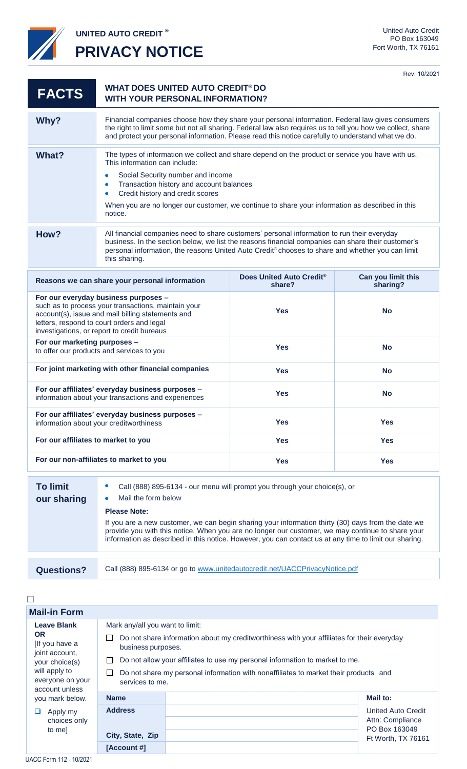# UNITED AUTO CREDIT®

# PRIVACY NOTICE

United Auto Credit
PO Box 163049
Fort Worth, TX 76161

Rev. 10/2021

| **FACTS** | **WHAT DOES UNITED AUTO CREDIT® DO WITH YOUR PERSONAL INFORMATION?** |
|---|---|
| **Why?** | Financial companies choose how they share your personal information. Federal law gives consumers the right to limit some but not all sharing. Federal law also requires us to tell you how we collect, share and protect your personal information. Please read this notice carefully to understand what we do. |
| **What?** | The types of information we collect and share depend on the product or service you have with us. This information can include:<br>• Social Security number and income<br>• Transaction history and account balances<br>• Credit history and credit scores<br><br>When you are no longer our customer, we continue to share your information as described in this notice. |
| **How?** | All financial companies need to share customers' personal information to run their everyday business. In the section below, we list the reasons financial companies can share their customer's personal information, the reasons United Auto Credit® chooses to share and whether you can limit this sharing. |

| Reasons we can share your personal information | Does United Auto Credit® share? | Can you limit this sharing? |
|---|---|---|
| **For our everyday business purposes –** such as to process your transactions, maintain your account(s), issue and mail billing statements and letters, respond to court orders and legal investigations, or report to credit bureaus | Yes | No |
| **For our marketing purposes –** to offer our products and services to you | Yes | No |
| **For joint marketing with other financial companies** | Yes | No |
| **For our affiliates' everyday business purposes –** information about your transactions and experiences | Yes | No |
| **For our affiliates' everyday business purposes –** information about your creditworthiness | Yes | Yes |
| **For our affiliates to market to you** | Yes | Yes |
| **For our non-affiliates to market to you** | Yes | Yes |

| **To limit our sharing** | • Call (888) 895-6134 - our menu will prompt you through your choice(s), or<br>• Mail the form below<br><br>**Please Note:**<br>If you are a new customer, we can begin sharing your information thirty (30) days from the date we provide you with this notice. When you are no longer our customer, we may continue to share your information as described in this notice. However, you can contact us at any time to limit our sharing. |
|---|---|
| **Questions?** | Call (888) 895-6134 or go to www.unitedautocredit.net/UACCPrivacyNotice.pdf |

☐

## Mail-in Form

| **Leave Blank OR** [If you have a joint account, your choice(s) will apply to everyone on your account unless you mark below.<br>☐ Apply my choices only to me] | Mark any/all you want to limit:<br>☐ Do not share information about my creditworthiness with your affiliates for their everyday business purposes.<br>☐ Do not allow your affiliates to use my personal information to market to me.<br>☐ Do not share my personal information with nonaffiliates to market their products and services to me. | | |
|---|---|---|---|
| | **Name** | | **Mail to:** |
| | **Address** | | United Auto Credit<br>Attn: Compliance<br>PO Box 163049<br>Ft Worth, TX 76161 |
| | **City, State, Zip** | | |
| | **[Account #]** | | |

UACC Form 112 - 10/2021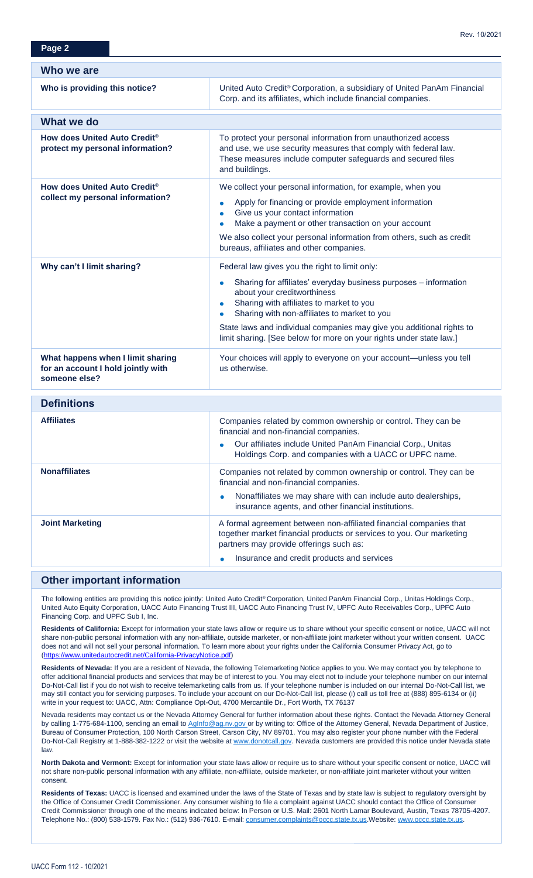## Who we are

| | |
|---|---|
| **Who is providing this notice?** | United Auto Credit® Corporation, a subsidiary of United PanAm Financial Corp. and its affiliates, which include financial companies. |

## What we do

| | |
|---|---|
| **How does United Auto Credit® protect my personal information?** | To protect your personal information from unauthorized access and use, we use security measures that comply with federal law. These measures include computer safeguards and secured files and buildings. |
| **How does United Auto Credit® collect my personal information?** | We collect your personal information, for example, when you<br>• Apply for financing or provide employment information<br>• Give us your contact information<br>• Make a payment or other transaction on your account<br>We also collect your personal information from others, such as credit bureaus, affiliates and other companies. |
| **Why can't I limit sharing?** | Federal law gives you the right to limit only:<br>• Sharing for affiliates' everyday business purposes – information about your creditworthiness<br>• Sharing with affiliates to market to you<br>• Sharing with non-affiliates to market to you<br>State laws and individual companies may give you additional rights to limit sharing. [See below for more on your rights under state law.] |
| **What happens when I limit sharing for an account I hold jointly with someone else?** | Your choices will apply to everyone on your account—unless you tell us otherwise. |

## Definitions

| | |
|---|---|
| **Affiliates** | Companies related by common ownership or control. They can be financial and non-financial companies.<br>• Our affiliates include United PanAm Financial Corp., Unitas Holdings Corp. and companies with a UACC or UPFC name. |
| **Nonaffiliates** | Companies not related by common ownership or control. They can be financial and non-financial companies.<br>• Nonaffiliates we may share with can include auto dealerships, insurance agents, and other financial institutions. |
| **Joint Marketing** | A formal agreement between non-affiliated financial companies that together market financial products or services to you. Our marketing partners may provide offerings such as:<br>• Insurance and credit products and services |

## Other important information

The following entities are providing this notice jointly: United Auto Credit® Corporation, United PanAm Financial Corp., Unitas Holdings Corp., United Auto Equity Corporation, UACC Auto Financing Trust III, UACC Auto Financing Trust IV, UPFC Auto Receivables Corp., UPFC Auto Financing Corp. and UPFC Sub I, Inc.

**Residents of California:** Except for information your state laws allow or require us to share without your specific consent or notice, UACC will not share non-public personal information with any non-affiliate, outside marketer, or non-affiliate joint marketer without your written consent. UACC does not and will not sell your personal information. To learn more about your rights under the California Consumer Privacy Act, go to (https://www.unitedautocredit.net/California-PrivacyNotice.pdf)

**Residents of Nevada:** If you are a resident of Nevada, the following Telemarketing Notice applies to you. We may contact you by telephone to offer additional financial products and services that may be of interest to you. You may elect not to include your telephone number on our internal Do-Not-Call list if you do not wish to receive telemarketing calls from us. If your telephone number is included on our internal Do-Not-Call list, we may still contact you for servicing purposes. To include your account on our Do-Not-Call list, please (i) call us toll free at (888) 895-6134 or (ii) write in your request to: UACC, Attn: Compliance Opt-Out, 4700 Mercantile Dr., Fort Worth, TX 76137

Nevada residents may contact us or the Nevada Attorney General for further information about these rights. Contact the Nevada Attorney General by calling 1-775-684-1100, sending an email to AgInfo@ag.nv.gov or by writing to: Office of the Attorney General, Nevada Department of Justice, Bureau of Consumer Protection, 100 North Carson Street, Carson City, NV 89701. You may also register your phone number with the Federal Do-Not-Call Registry at 1-888-382-1222 or visit the website at www.donotcall.gov. Nevada customers are provided this notice under Nevada state law.

**North Dakota and Vermont:** Except for information your state laws allow or require us to share without your specific consent or notice, UACC will not share non-public personal information with any affiliate, non-affiliate, outside marketer, or non-affiliate joint marketer without your written consent.

**Residents of Texas:** UACC is licensed and examined under the laws of the State of Texas and by state law is subject to regulatory oversight by the Office of Consumer Credit Commissioner. Any consumer wishing to file a complaint against UACC should contact the Office of Consumer Credit Commissioner through one of the means indicated below: In Person or U.S. Mail: 2601 North Lamar Boulevard, Austin, Texas 78705-4207. Telephone No.: (800) 538-1579. Fax No.: (512) 936-7610. E-mail: consumer.complaints@occc.state.tx.us. Website: www.occc.state.tx.us.

UACC Form 112 - 10/2021